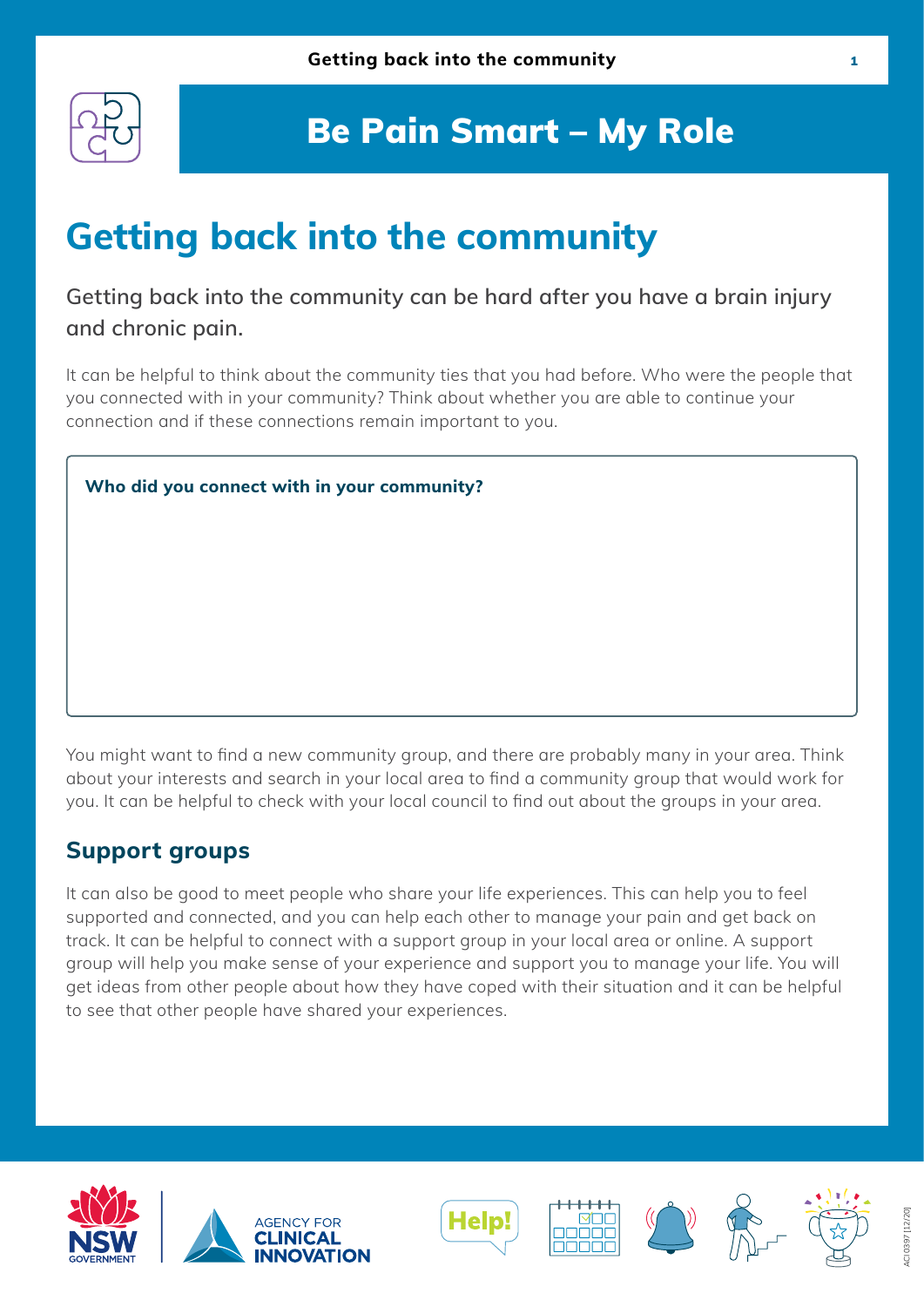# Be Pain Smart – My Role

## Getting back into the community

Getting back into the community can be hard after you have a brain injury and chronic pain.

It can be helpful to think about the community ties that you had before. Who were the people that you connected with in your community? Think about whether you are able to continue your connection and if these connections remain important to you.

**Who did you connect with in your community?**

You might want to find a new community group, and there are probably many in your area. Think about your interests and search in your local area to find a community group that would work for you. It can be helpful to check with your local council to find out about the groups in your area.

### Support groups

It can also be good to meet people who share your life experiences. This can help you to feel supported and connected, and you can help each other to manage your pain and get back on track. It can be helpful to connect with a support group in your local area or online. A support group will help you make sense of your experience and support you to manage your life. You will get ideas from other people about how they have coped with their situation and it can be helpful to see that other people have shared your experiences.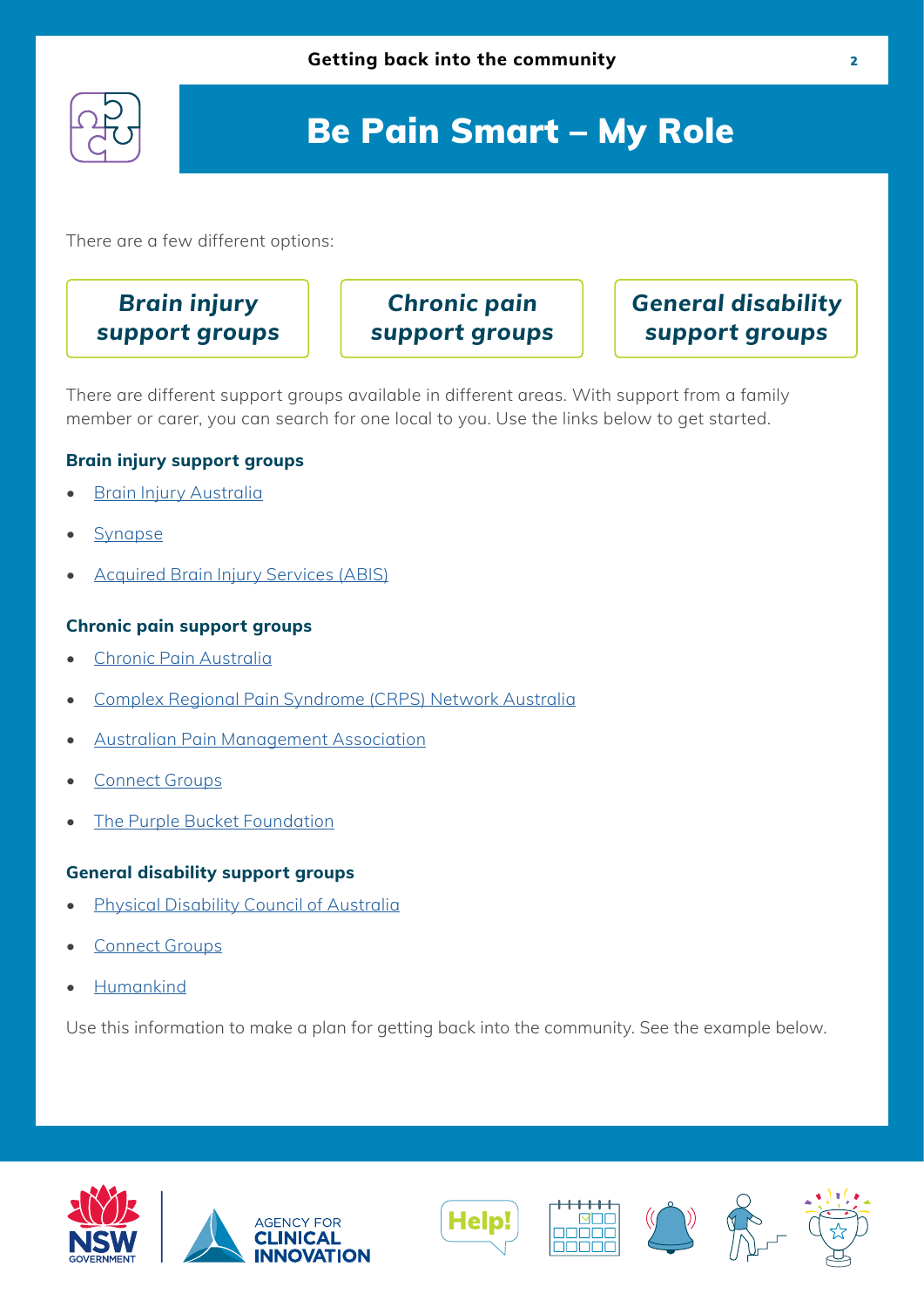# Be Pain Smart – My Role

There are a few different options:

**_Brain injury support groups_**

**_Chronic pain support groups_**

**_General disability support groups_**

There are different support groups available in different areas. With support from a family member or carer, you can search for one local to you. Use the links below to get started.

### Brain injury support groups

- Brain Injury Australia
- Synapse
- Acquired Brain Injury Services (ABIS)

### Chronic pain support groups

- Chronic Pain Australia
- Complex Regional Pain Syndrome (CRPS) Network Australia
- Australian Pain Management Association
- Connect Groups
- The Purple Bucket Foundation

### General disability support groups

- Physical Disability Council of Australia
- Connect Groups
- Humankind

Use this information to make a plan for getting back into the community. See the example below.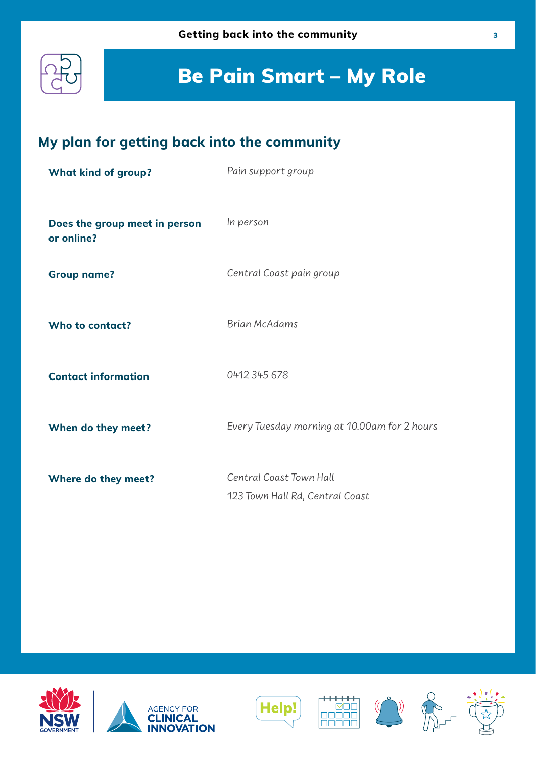# Be Pain Smart – My Role

## My plan for getting back into the community

| | |
|---|---|
| **What kind of group?** | *Pain support group* |
| **Does the group meet in person or online?** | *In person* |
| **Group name?** | *Central Coast pain group* |
| **Who to contact?** | *Brian McAdams* |
| **Contact information** | *0412 345 678* |
| **When do they meet?** | *Every Tuesday morning at 10.00am for 2 hours* |
| **Where do they meet?** | *Central Coast Town Hall*<br>*123 Town Hall Rd, Central Coast* |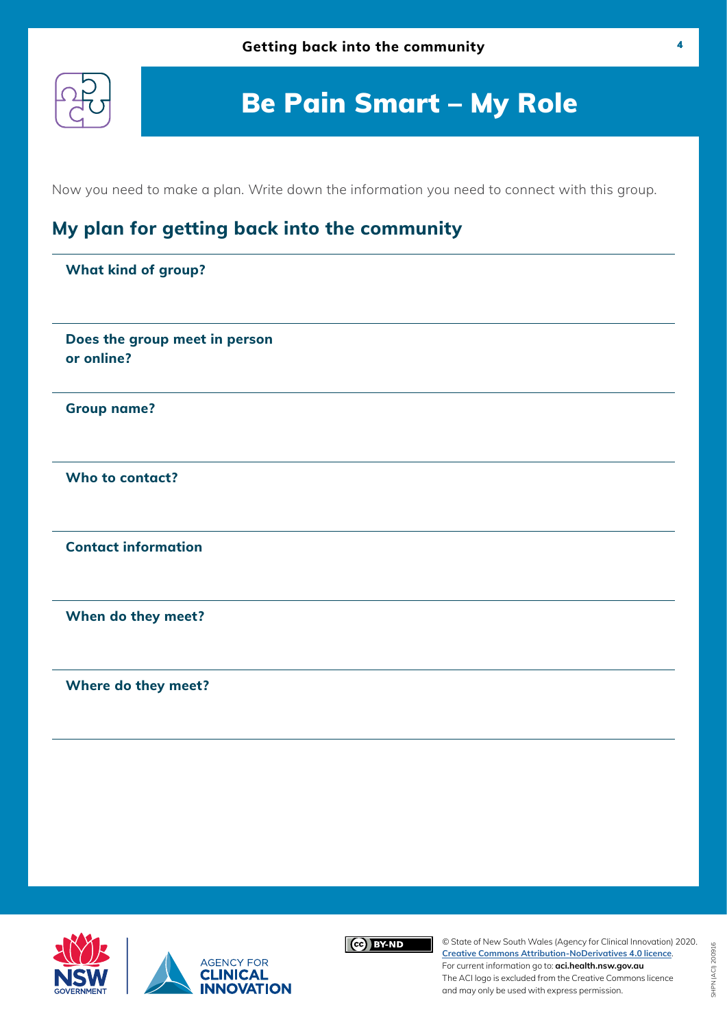# Be Pain Smart – My Role

Now you need to make a plan. Write down the information you need to connect with this group.

## My plan for getting back into the community

| | |
|---|---|
| **What kind of group?** | |
| **Does the group meet in person or online?** | |
| **Group name?** | |
| **Who to contact?** | |
| **Contact information** | |
| **When do they meet?** | |
| **Where do they meet?** | |

© State of New South Wales (Agency for Clinical Innovation) 2020. Creative Commons Attribution-NoDerivatives 4.0 licence.
For current information go to: **aci.health.nsw.gov.au**
The ACI logo is excluded from the Creative Commons licence and may only be used with express permission.

SHPN (ACI) 200916